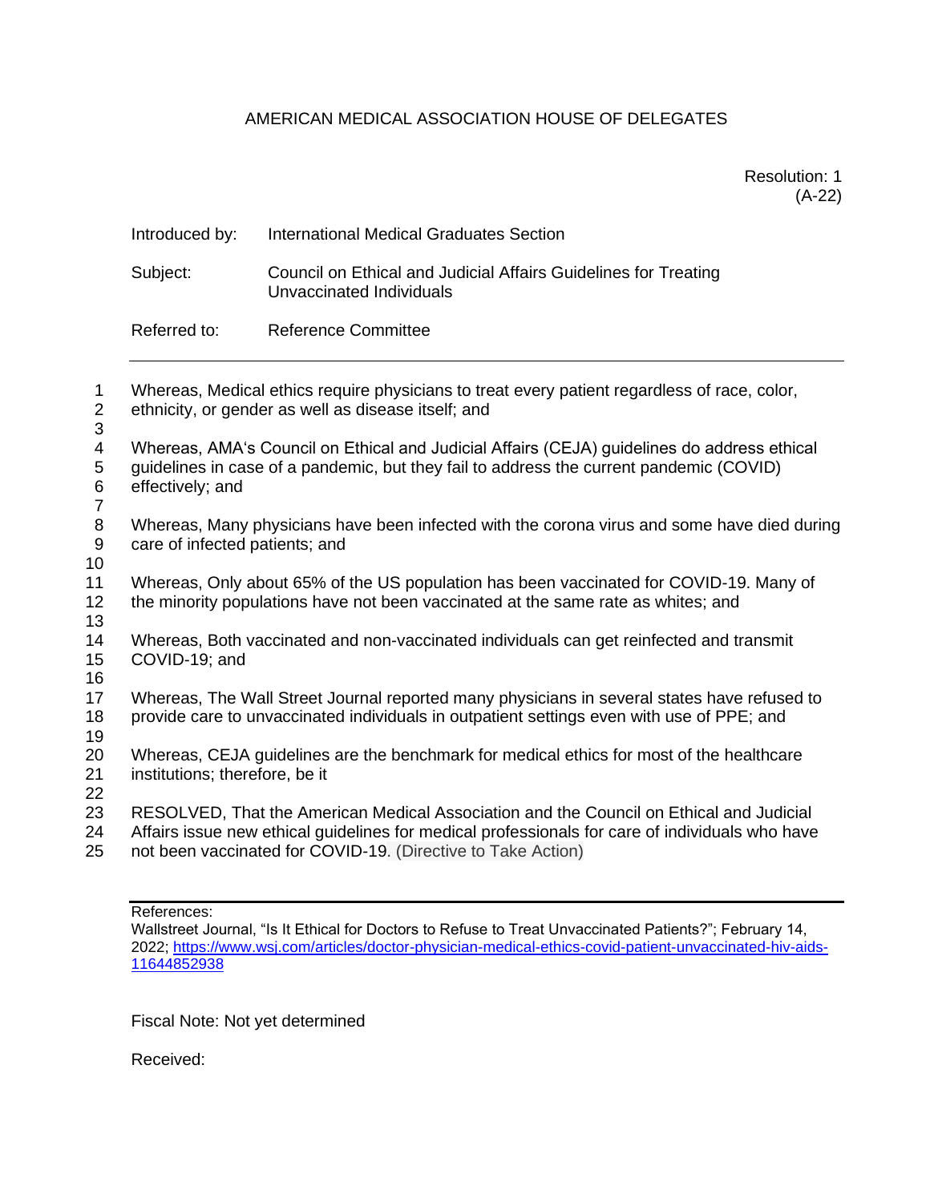AMERICAN MEDICAL ASSOCIATION HOUSE OF DELEGATES

Resolution: 1
(A-22)

Introduced by: International Medical Graduates Section

Subject: Council on Ethical and Judicial Affairs Guidelines for Treating Unvaccinated Individuals

Referred to: Reference Committee

---

Whereas, Medical ethics require physicians to treat every patient regardless of race, color, ethnicity, or gender as well as disease itself; and

Whereas, AMA's Council on Ethical and Judicial Affairs (CEJA) guidelines do address ethical guidelines in case of a pandemic, but they fail to address the current pandemic (COVID) effectively; and

Whereas, Many physicians have been infected with the corona virus and some have died during care of infected patients; and

Whereas, Only about 65% of the US population has been vaccinated for COVID-19. Many of the minority populations have not been vaccinated at the same rate as whites; and

Whereas, Both vaccinated and non-vaccinated individuals can get reinfected and transmit COVID-19; and

Whereas, The Wall Street Journal reported many physicians in several states have refused to provide care to unvaccinated individuals in outpatient settings even with use of PPE; and

Whereas, CEJA guidelines are the benchmark for medical ethics for most of the healthcare institutions; therefore, be it

RESOLVED, That the American Medical Association and the Council on Ethical and Judicial Affairs issue new ethical guidelines for medical professionals for care of individuals who have not been vaccinated for COVID-19. (Directive to Take Action)

---

References:
Wallstreet Journal, "Is It Ethical for Doctors to Refuse to Treat Unvaccinated Patients?"; February 14, 2022; https://www.wsj.com/articles/doctor-physician-medical-ethics-covid-patient-unvaccinated-hiv-aids-11644852938

Fiscal Note: Not yet determined

Received: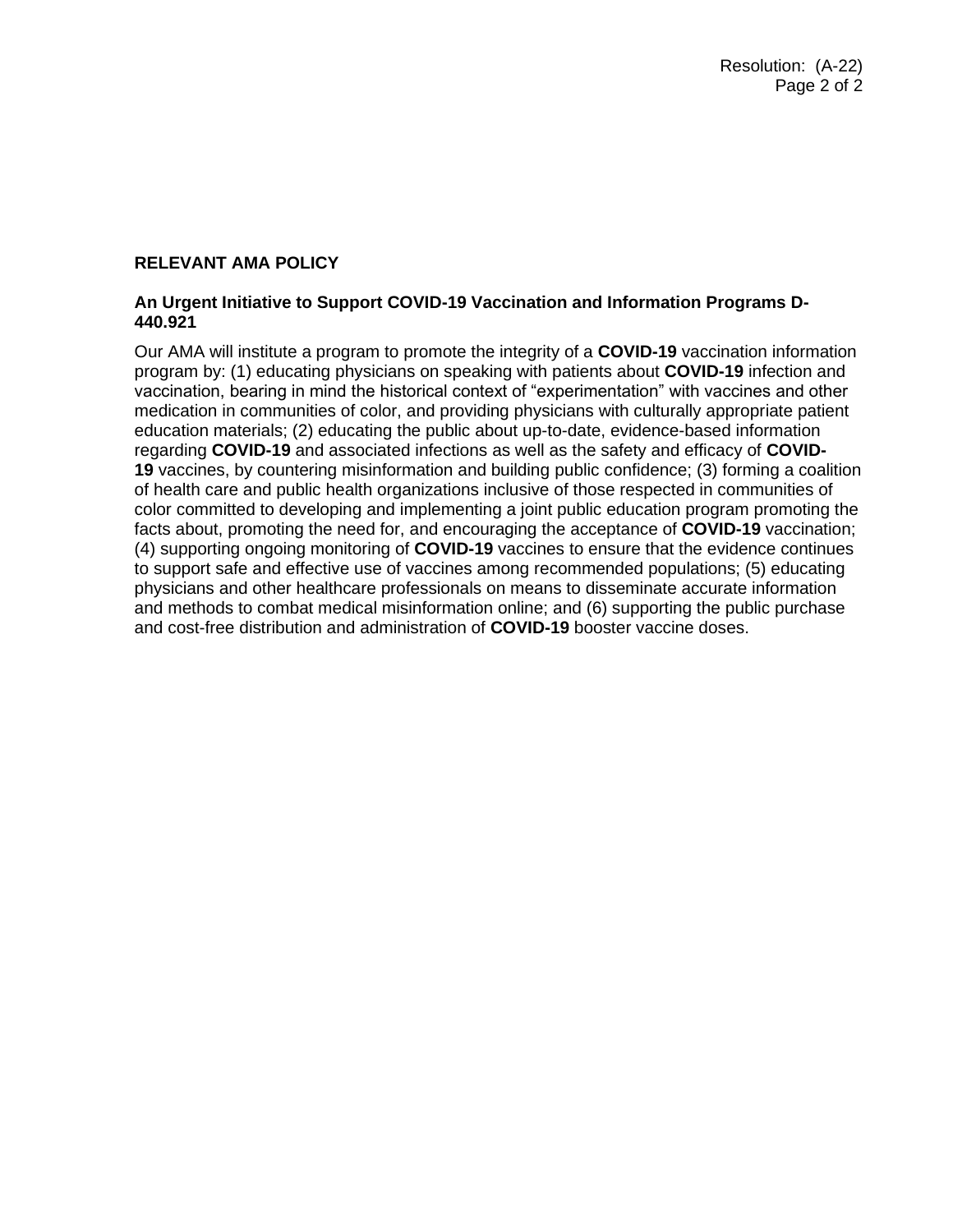## RELEVANT AMA POLICY

### An Urgent Initiative to Support COVID-19 Vaccination and Information Programs D-440.921

Our AMA will institute a program to promote the integrity of a **COVID-19** vaccination information program by: (1) educating physicians on speaking with patients about **COVID-19** infection and vaccination, bearing in mind the historical context of "experimentation" with vaccines and other medication in communities of color, and providing physicians with culturally appropriate patient education materials; (2) educating the public about up-to-date, evidence-based information regarding **COVID-19** and associated infections as well as the safety and efficacy of **COVID-19** vaccines, by countering misinformation and building public confidence; (3) forming a coalition of health care and public health organizations inclusive of those respected in communities of color committed to developing and implementing a joint public education program promoting the facts about, promoting the need for, and encouraging the acceptance of **COVID-19** vaccination; (4) supporting ongoing monitoring of **COVID-19** vaccines to ensure that the evidence continues to support safe and effective use of vaccines among recommended populations; (5) educating physicians and other healthcare professionals on means to disseminate accurate information and methods to combat medical misinformation online; and (6) supporting the public purchase and cost-free distribution and administration of **COVID-19** booster vaccine doses.